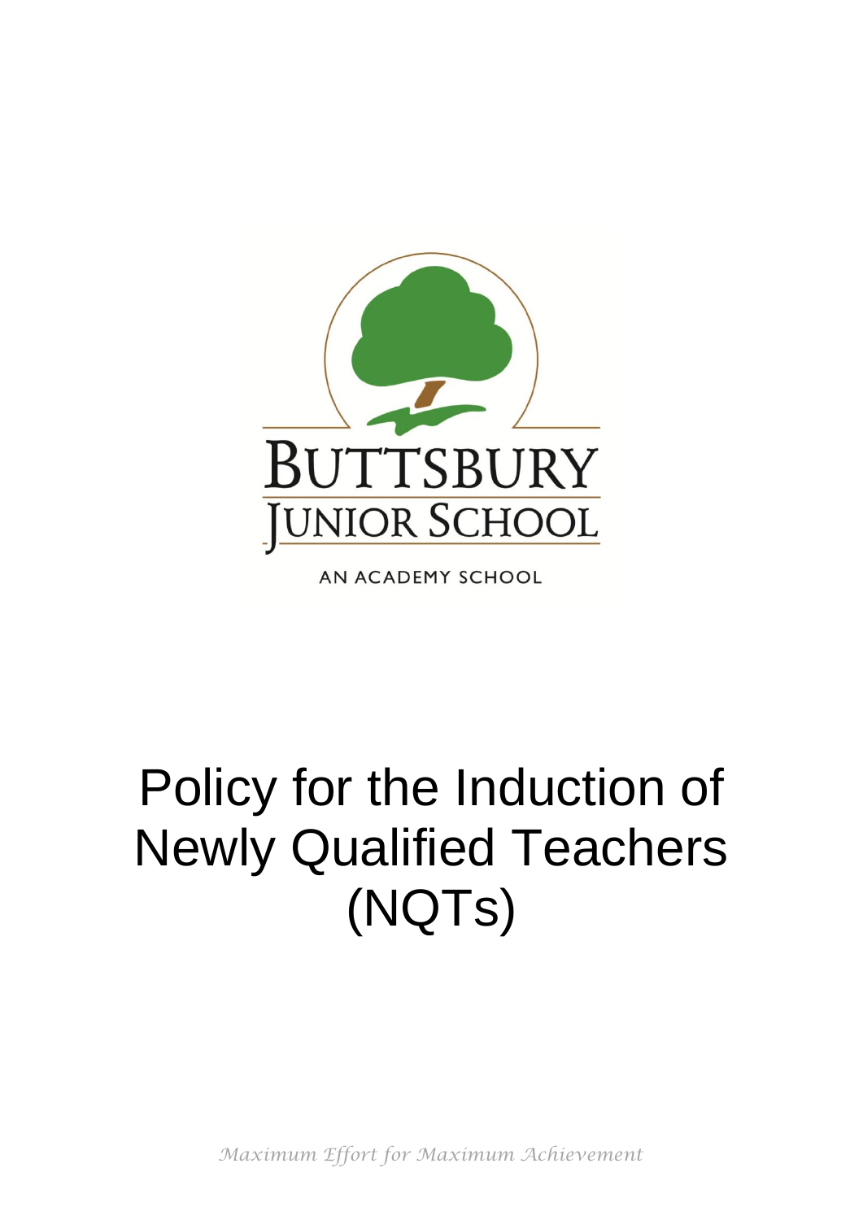BUTTSBURY JUNIOR SCHOOL

AN ACADEMY SCHOOL

# Policy for the Induction of Newly Qualified Teachers (NQTs)

*Maximum Effort for Maximum Achievement*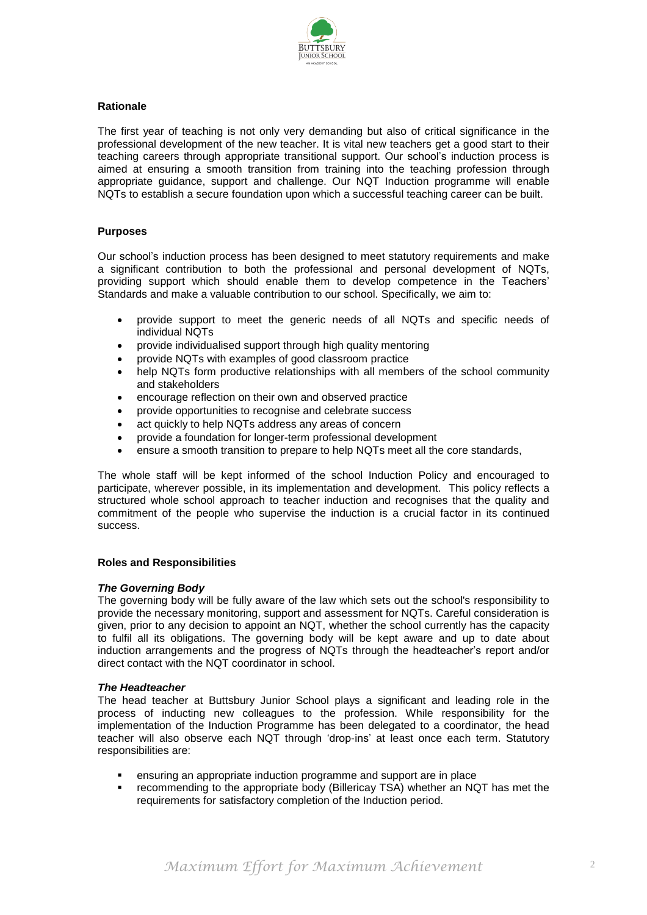### Rationale

The first year of teaching is not only very demanding but also of critical significance in the professional development of the new teacher. It is vital new teachers get a good start to their teaching careers through appropriate transitional support. Our school's induction process is aimed at ensuring a smooth transition from training into the teaching profession through appropriate guidance, support and challenge. Our NQT Induction programme will enable NQTs to establish a secure foundation upon which a successful teaching career can be built.

### Purposes

Our school's induction process has been designed to meet statutory requirements and make a significant contribution to both the professional and personal development of NQTs, providing support which should enable them to develop competence in the Teachers' Standards and make a valuable contribution to our school. Specifically, we aim to:

- provide support to meet the generic needs of all NQTs and specific needs of individual NQTs
- provide individualised support through high quality mentoring
- provide NQTs with examples of good classroom practice
- help NQTs form productive relationships with all members of the school community and stakeholders
- encourage reflection on their own and observed practice
- provide opportunities to recognise and celebrate success
- act quickly to help NQTs address any areas of concern
- provide a foundation for longer-term professional development
- ensure a smooth transition to prepare to help NQTs meet all the core standards,

The whole staff will be kept informed of the school Induction Policy and encouraged to participate, wherever possible, in its implementation and development. This policy reflects a structured whole school approach to teacher induction and recognises that the quality and commitment of the people who supervise the induction is a crucial factor in its continued success.

### Roles and Responsibilities

#### *The Governing Body*

The governing body will be fully aware of the law which sets out the school's responsibility to provide the necessary monitoring, support and assessment for NQTs. Careful consideration is given, prior to any decision to appoint an NQT, whether the school currently has the capacity to fulfil all its obligations. The governing body will be kept aware and up to date about induction arrangements and the progress of NQTs through the headteacher's report and/or direct contact with the NQT coordinator in school.

#### *The Headteacher*

The head teacher at Buttsbury Junior School plays a significant and leading role in the process of inducting new colleagues to the profession. While responsibility for the implementation of the Induction Programme has been delegated to a coordinator, the head teacher will also observe each NQT through 'drop-ins' at least once each term. Statutory responsibilities are:

- ensuring an appropriate induction programme and support are in place
- recommending to the appropriate body (Billericay TSA) whether an NQT has met the requirements for satisfactory completion of the Induction period.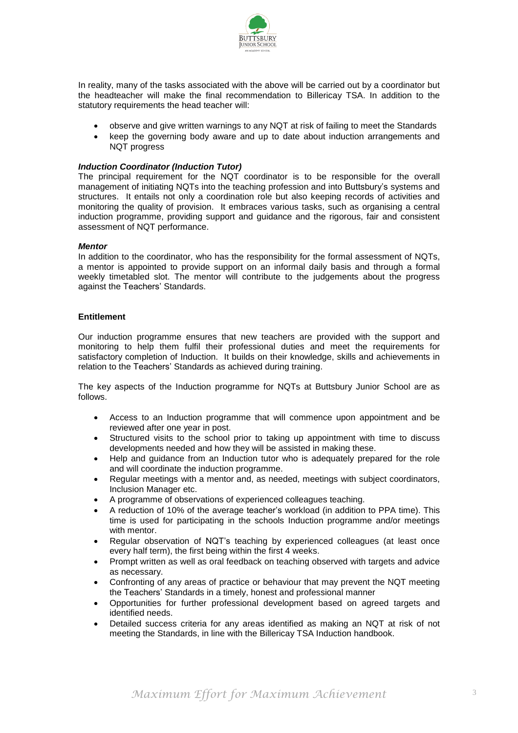In reality, many of the tasks associated with the above will be carried out by a coordinator but the headteacher will make the final recommendation to Billericay TSA. In addition to the statutory requirements the head teacher will:

- observe and give written warnings to any NQT at risk of failing to meet the Standards
- keep the governing body aware and up to date about induction arrangements and NQT progress

***Induction Coordinator (Induction Tutor)***

The principal requirement for the NQT coordinator is to be responsible for the overall management of initiating NQTs into the teaching profession and into Buttsbury's systems and structures. It entails not only a coordination role but also keeping records of activities and monitoring the quality of provision. It embraces various tasks, such as organising a central induction programme, providing support and guidance and the rigorous, fair and consistent assessment of NQT performance.

***Mentor***

In addition to the coordinator, who has the responsibility for the formal assessment of NQTs, a mentor is appointed to provide support on an informal daily basis and through a formal weekly timetabled slot. The mentor will contribute to the judgements about the progress against the Teachers' Standards.

**Entitlement**

Our induction programme ensures that new teachers are provided with the support and monitoring to help them fulfil their professional duties and meet the requirements for satisfactory completion of Induction. It builds on their knowledge, skills and achievements in relation to the Teachers' Standards as achieved during training.

The key aspects of the Induction programme for NQTs at Buttsbury Junior School are as follows.

- Access to an Induction programme that will commence upon appointment and be reviewed after one year in post.
- Structured visits to the school prior to taking up appointment with time to discuss developments needed and how they will be assisted in making these.
- Help and guidance from an Induction tutor who is adequately prepared for the role and will coordinate the induction programme.
- Regular meetings with a mentor and, as needed, meetings with subject coordinators, Inclusion Manager etc.
- A programme of observations of experienced colleagues teaching.
- A reduction of 10% of the average teacher's workload (in addition to PPA time). This time is used for participating in the schools Induction programme and/or meetings with mentor.
- Regular observation of NQT's teaching by experienced colleagues (at least once every half term), the first being within the first 4 weeks.
- Prompt written as well as oral feedback on teaching observed with targets and advice as necessary.
- Confronting of any areas of practice or behaviour that may prevent the NQT meeting the Teachers' Standards in a timely, honest and professional manner
- Opportunities for further professional development based on agreed targets and identified needs.
- Detailed success criteria for any areas identified as making an NQT at risk of not meeting the Standards, in line with the Billericay TSA Induction handbook.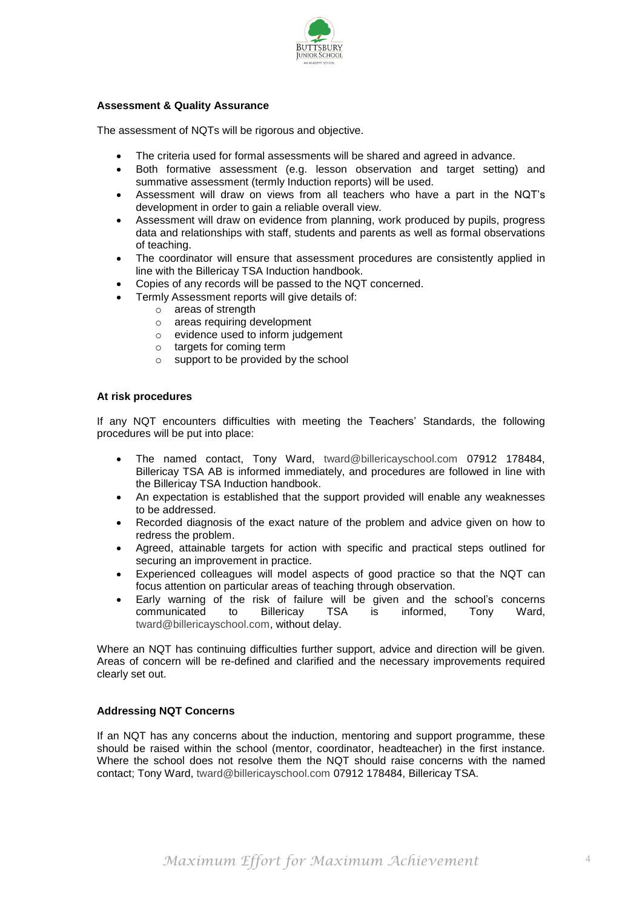### Assessment & Quality Assurance

The assessment of NQTs will be rigorous and objective.

- The criteria used for formal assessments will be shared and agreed in advance.
- Both formative assessment (e.g. lesson observation and target setting) and summative assessment (termly Induction reports) will be used.
- Assessment will draw on views from all teachers who have a part in the NQT's development in order to gain a reliable overall view.
- Assessment will draw on evidence from planning, work produced by pupils, progress data and relationships with staff, students and parents as well as formal observations of teaching.
- The coordinator will ensure that assessment procedures are consistently applied in line with the Billericay TSA Induction handbook.
- Copies of any records will be passed to the NQT concerned.
- Termly Assessment reports will give details of:
  - areas of strength
  - areas requiring development
  - evidence used to inform judgement
  - targets for coming term
  - support to be provided by the school

### At risk procedures

If any NQT encounters difficulties with meeting the Teachers' Standards, the following procedures will be put into place:

- The named contact, Tony Ward, tward@billericayschool.com 07912 178484, Billericay TSA AB is informed immediately, and procedures are followed in line with the Billericay TSA Induction handbook.
- An expectation is established that the support provided will enable any weaknesses to be addressed.
- Recorded diagnosis of the exact nature of the problem and advice given on how to redress the problem.
- Agreed, attainable targets for action with specific and practical steps outlined for securing an improvement in practice.
- Experienced colleagues will model aspects of good practice so that the NQT can focus attention on particular areas of teaching through observation.
- Early warning of the risk of failure will be given and the school's concerns communicated to Billericay TSA is informed, Tony Ward, tward@billericayschool.com, without delay.

Where an NQT has continuing difficulties further support, advice and direction will be given. Areas of concern will be re-defined and clarified and the necessary improvements required clearly set out.

### Addressing NQT Concerns

If an NQT has any concerns about the induction, mentoring and support programme, these should be raised within the school (mentor, coordinator, headteacher) in the first instance. Where the school does not resolve them the NQT should raise concerns with the named contact; Tony Ward, tward@billericayschool.com 07912 178484, Billericay TSA.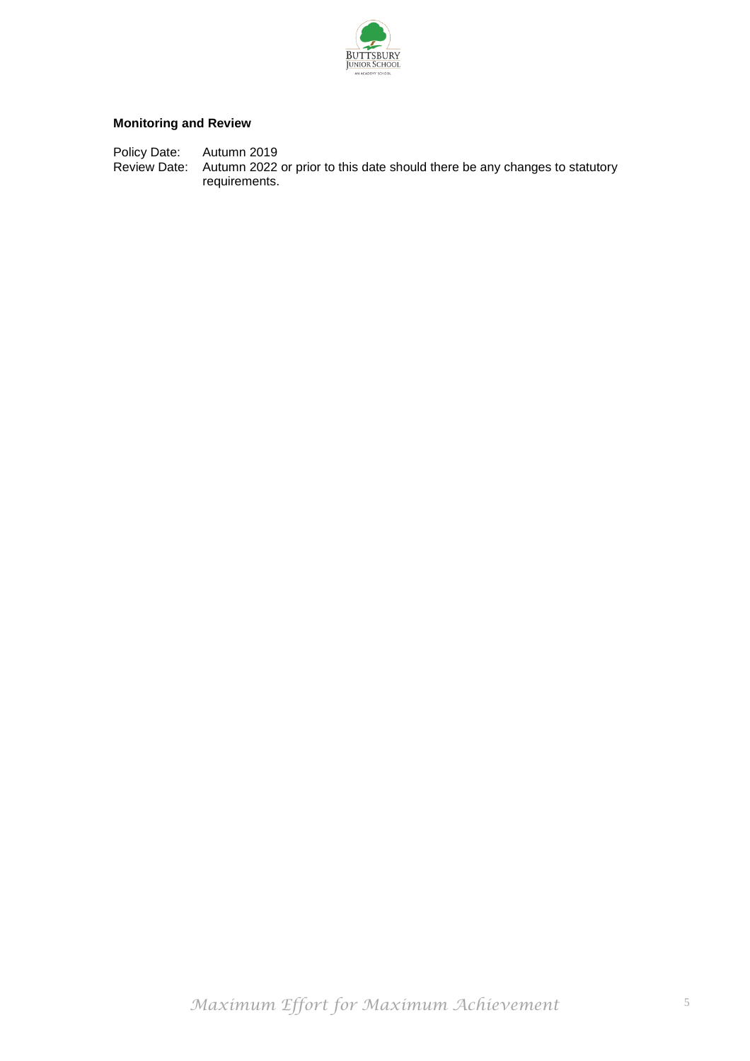**Monitoring and Review**

Policy Date: Autumn 2019
Review Date: Autumn 2022 or prior to this date should there be any changes to statutory requirements.